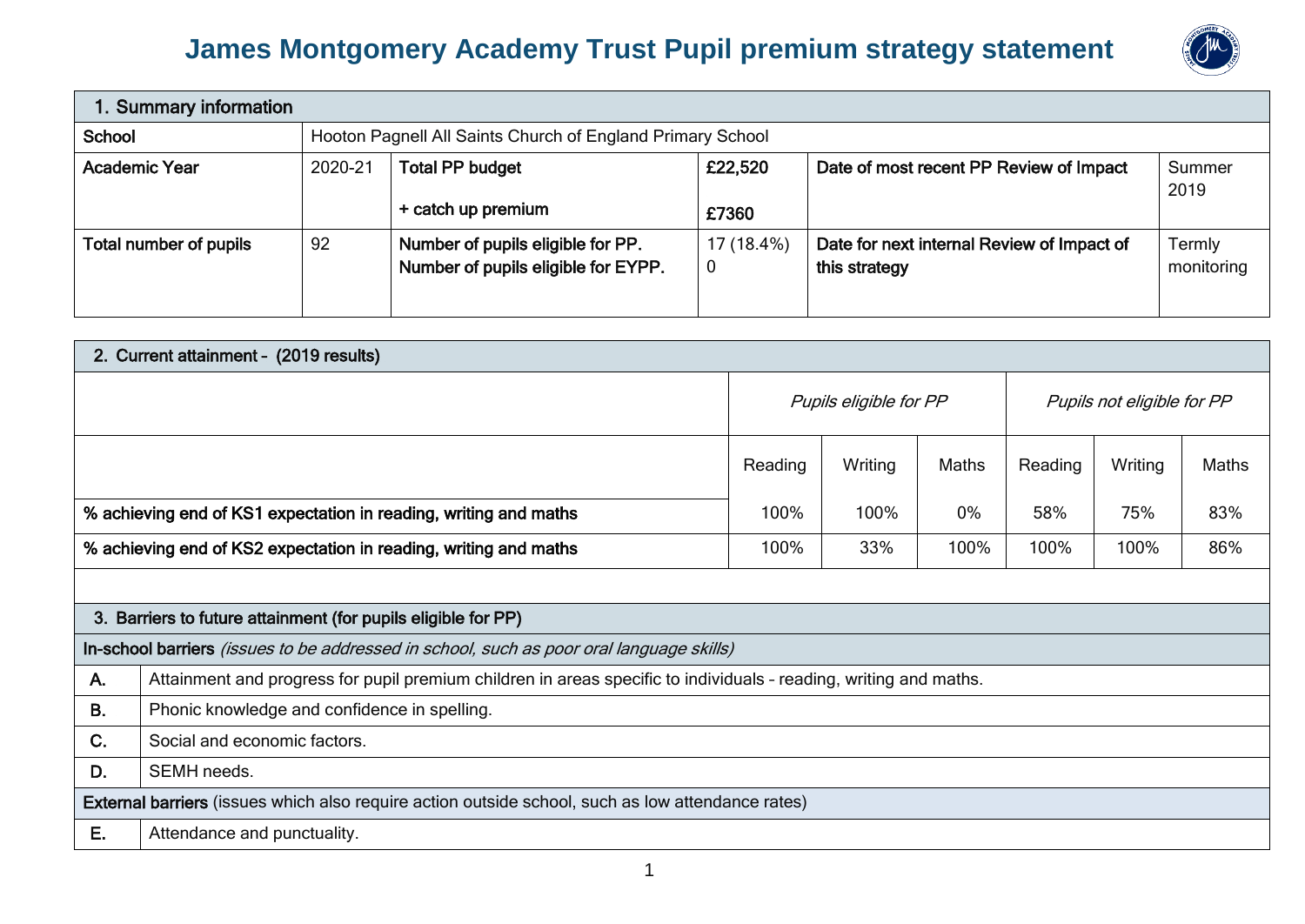# James Montgomery Academy Trust Pupil premium strategy statement

| 1. Summary information | | | | | |
|---|---|---|---|---|---|
| **School** | Hooton Pagnell All Saints Church of England Primary School | | | | |
| **Academic Year** | 2020-21 | **Total PP budget**<br><br>**+ catch up premium** | **£22,520**<br><br>**£7360** | **Date of most recent PP Review of Impact** | Summer 2019 |
| **Total number of pupils** | 92 | **Number of pupils eligible for PP.**<br>**Number of pupils eligible for EYPP.** | 17 (18.4%)<br>0 | **Date for next internal Review of Impact of this strategy** | Termly monitoring |

| 2. Current attainment – (2019 results) | | | | | | |
|---|---|---|---|---|---|---|
| | *Pupils eligible for PP* | | | *Pupils not eligible for PP* | | |
| | Reading | Writing | Maths | Reading | Writing | Maths |
| **% achieving end of KS1 expectation in reading, writing and maths** | 100% | 100% | 0% | 58% | 75% | 83% |
| **% achieving end of KS2 expectation in reading, writing and maths** | 100% | 33% | 100% | 100% | 100% | 86% |

| 3. Barriers to future attainment (for pupils eligible for PP) | |
|---|---|
| **In-school barriers** *(issues to be addressed in school, such as poor oral language skills)* | |
| **A.** | Attainment and progress for pupil premium children in areas specific to individuals – reading, writing and maths. |
| **B.** | Phonic knowledge and confidence in spelling. |
| **C.** | Social and economic factors. |
| **D.** | SEMH needs. |
| **External barriers** (issues which also require action outside school, such as low attendance rates) | |
| **E.** | Attendance and punctuality. |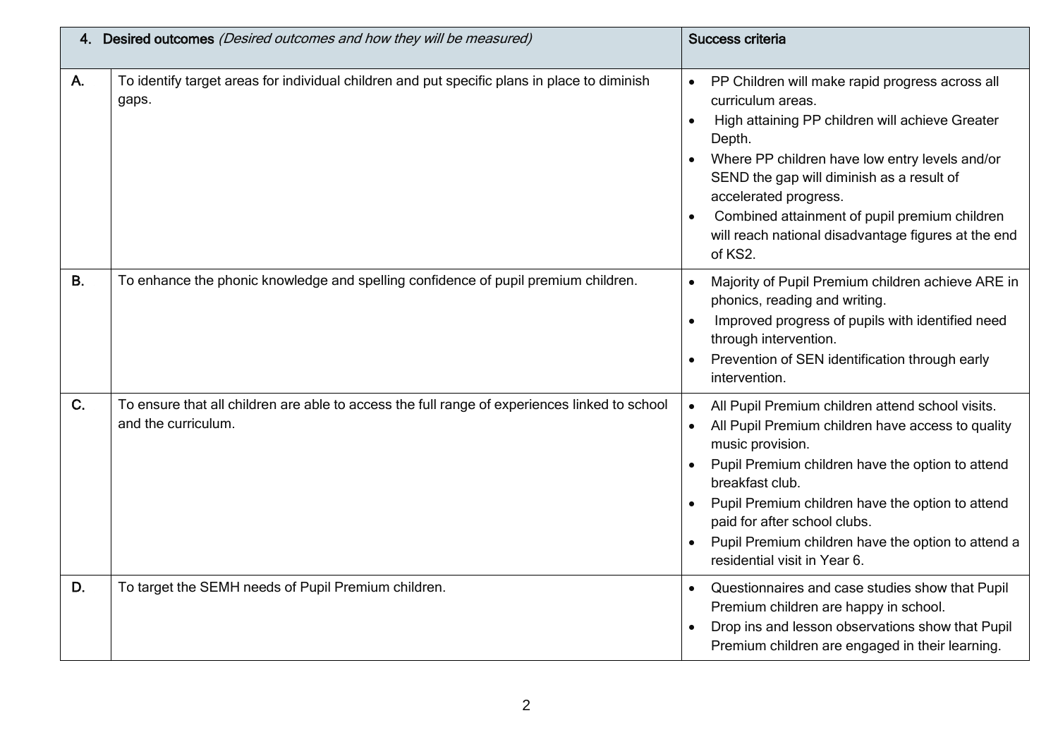| 4. **Desired outcomes** *(Desired outcomes and how they will be measured)* | | Success criteria |
|---|---|---|
| **A.** | To identify target areas for individual children and put specific plans in place to diminish gaps. | • PP Children will make rapid progress across all curriculum areas.<br>• High attaining PP children will achieve Greater Depth.<br>• Where PP children have low entry levels and/or SEND the gap will diminish as a result of accelerated progress.<br>• Combined attainment of pupil premium children will reach national disadvantage figures at the end of KS2. |
| **B.** | To enhance the phonic knowledge and spelling confidence of pupil premium children. | • Majority of Pupil Premium children achieve ARE in phonics, reading and writing.<br>• Improved progress of pupils with identified need through intervention.<br>• Prevention of SEN identification through early intervention. |
| **C.** | To ensure that all children are able to access the full range of experiences linked to school and the curriculum. | • All Pupil Premium children attend school visits.<br>• All Pupil Premium children have access to quality music provision.<br>• Pupil Premium children have the option to attend breakfast club.<br>• Pupil Premium children have the option to attend paid for after school clubs.<br>• Pupil Premium children have the option to attend a residential visit in Year 6. |
| **D.** | To target the SEMH needs of Pupil Premium children. | • Questionnaires and case studies show that Pupil Premium children are happy in school.<br>• Drop ins and lesson observations show that Pupil Premium children are engaged in their learning. |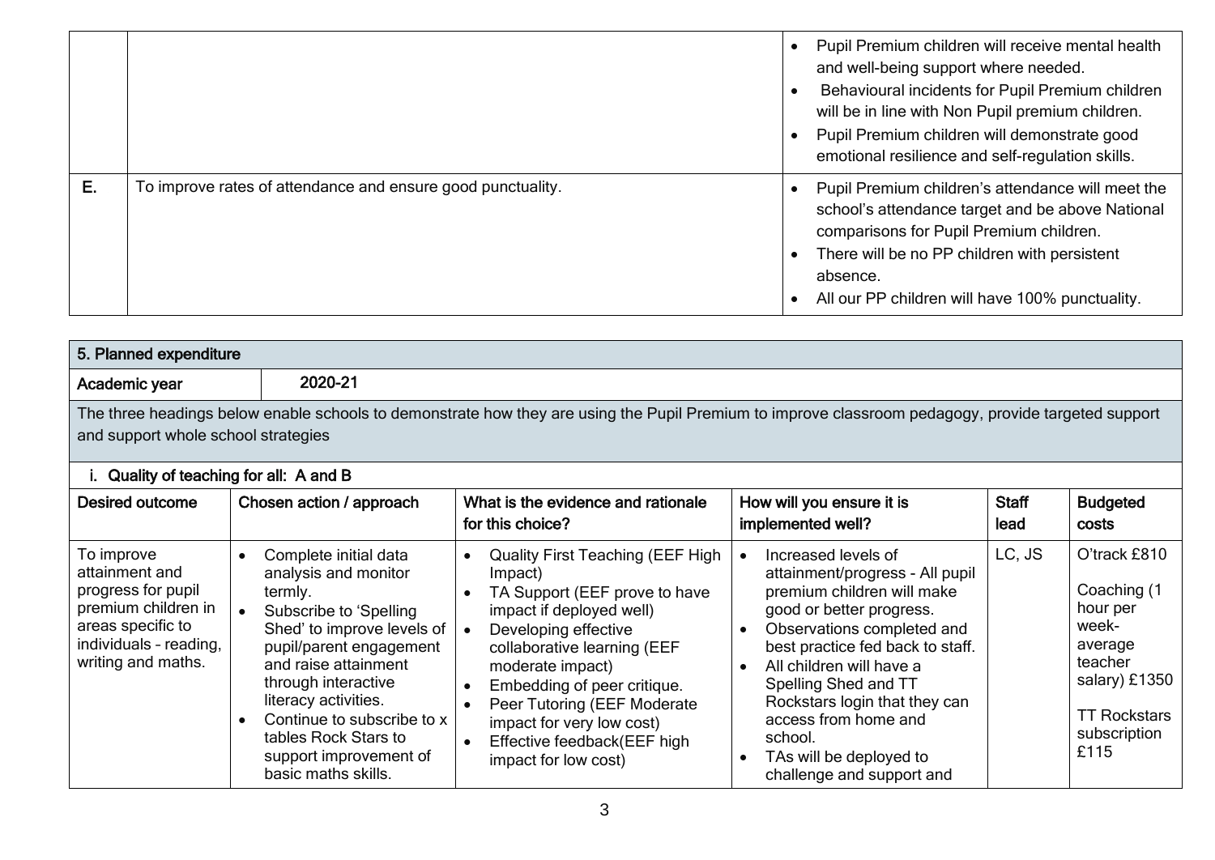| | | |
|---|---|---|
| | | <ul><li>Pupil Premium children will receive mental health and well-being support where needed.</li><li>Behavioural incidents for Pupil Premium children will be in line with Non Pupil premium children.</li><li>Pupil Premium children will demonstrate good emotional resilience and self-regulation skills.</li></ul> |
| **E.** | To improve rates of attendance and ensure good punctuality. | <ul><li>Pupil Premium children's attendance will meet the school's attendance target and be above National comparisons for Pupil Premium children.</li><li>There will be no PP children with persistent absence.</li><li>All our PP children will have 100% punctuality.</li></ul> |

## 5. Planned expenditure

**Academic year** 2020-21

The three headings below enable schools to demonstrate how they are using the Pupil Premium to improve classroom pedagogy, provide targeted support and support whole school strategies

### i. Quality of teaching for all: A and B

| Desired outcome | Chosen action / approach | What is the evidence and rationale for this choice? | How will you ensure it is implemented well? | Staff lead | Budgeted costs |
|---|---|---|---|---|---|
| To improve attainment and progress for pupil premium children in areas specific to individuals - reading, writing and maths. | <ul><li>Complete initial data analysis and monitor termly.</li><li>Subscribe to 'Spelling Shed' to improve levels of pupil/parent engagement and raise attainment through interactive literacy activities.</li><li>Continue to subscribe to x tables Rock Stars to support improvement of basic maths skills.</li></ul> | <ul><li>Quality First Teaching (EEF High Impact)</li><li>TA Support (EEF prove to have impact if deployed well)</li><li>Developing effective collaborative learning (EEF moderate impact)</li><li>Embedding of peer critique.</li><li>Peer Tutoring (EEF Moderate impact for very low cost)</li><li>Effective feedback(EEF high impact for low cost)</li></ul> | <ul><li>Increased levels of attainment/progress - All pupil premium children will make good or better progress.</li><li>Observations completed and best practice fed back to staff.</li><li>All children will have a Spelling Shed and TT Rockstars login that they can access from home and school.</li><li>TAs will be deployed to challenge and support and</li></ul> | LC, JS | O'track £810<br><br>Coaching (1 hour per week- average teacher salary) £1350<br><br>TT Rockstars subscription £115 |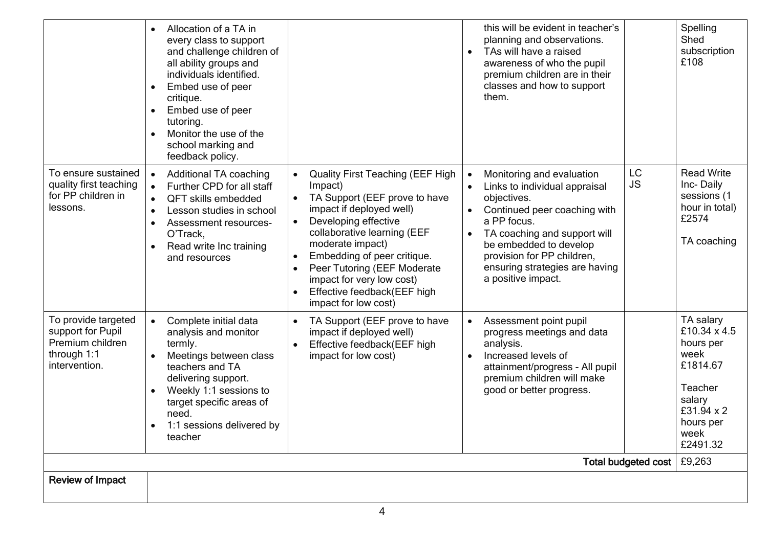| | | | | | |
|---|---|---|---|---|---|
| | • Allocation of a TA in every class to support and challenge children of all ability groups and individuals identified.<br>• Embed use of peer critique.<br>• Embed use of peer tutoring.<br>• Monitor the use of the school marking and feedback policy. | | this will be evident in teacher's planning and observations.<br>• TAs will have a raised awareness of who the pupil premium children are in their classes and how to support them. | | Spelling Shed subscription £108 |
| To ensure sustained quality first teaching for PP children in lessons. | • Additional TA coaching<br>• Further CPD for all staff<br>• QFT skills embedded<br>• Lesson studies in school<br>• Assessment resources- O'Track,<br>• Read write Inc training and resources | • Quality First Teaching (EEF High Impact)<br>• TA Support (EEF prove to have impact if deployed well)<br>• Developing effective collaborative learning (EEF moderate impact)<br>• Embedding of peer critique.<br>• Peer Tutoring (EEF Moderate impact for very low cost)<br>• Effective feedback(EEF high impact for low cost) | • Monitoring and evaluation<br>• Links to individual appraisal objectives.<br>• Continued peer coaching with a PP focus.<br>• TA coaching and support will be embedded to develop provision for PP children, ensuring strategies are having a positive impact. | LC<br>JS | Read Write Inc- Daily sessions (1 hour in total) £2574<br><br>TA coaching |
| To provide targeted support for Pupil Premium children through 1:1 intervention. | • Complete initial data analysis and monitor termly.<br>• Meetings between class teachers and TA delivering support.<br>• Weekly 1:1 sessions to target specific areas of need.<br>• 1:1 sessions delivered by teacher | • TA Support (EEF prove to have impact if deployed well)<br>• Effective feedback(EEF high impact for low cost) | • Assessment point pupil progress meetings and data analysis.<br>• Increased levels of attainment/progress - All pupil premium children will make good or better progress. | | TA salary £10.34 x 4.5 hours per week £1814.67<br><br>Teacher salary £31.94 x 2 hours per week £2491.32 |
| | | | | **Total budgeted cost** | £9,263 |
| **Review of Impact** | | | | | |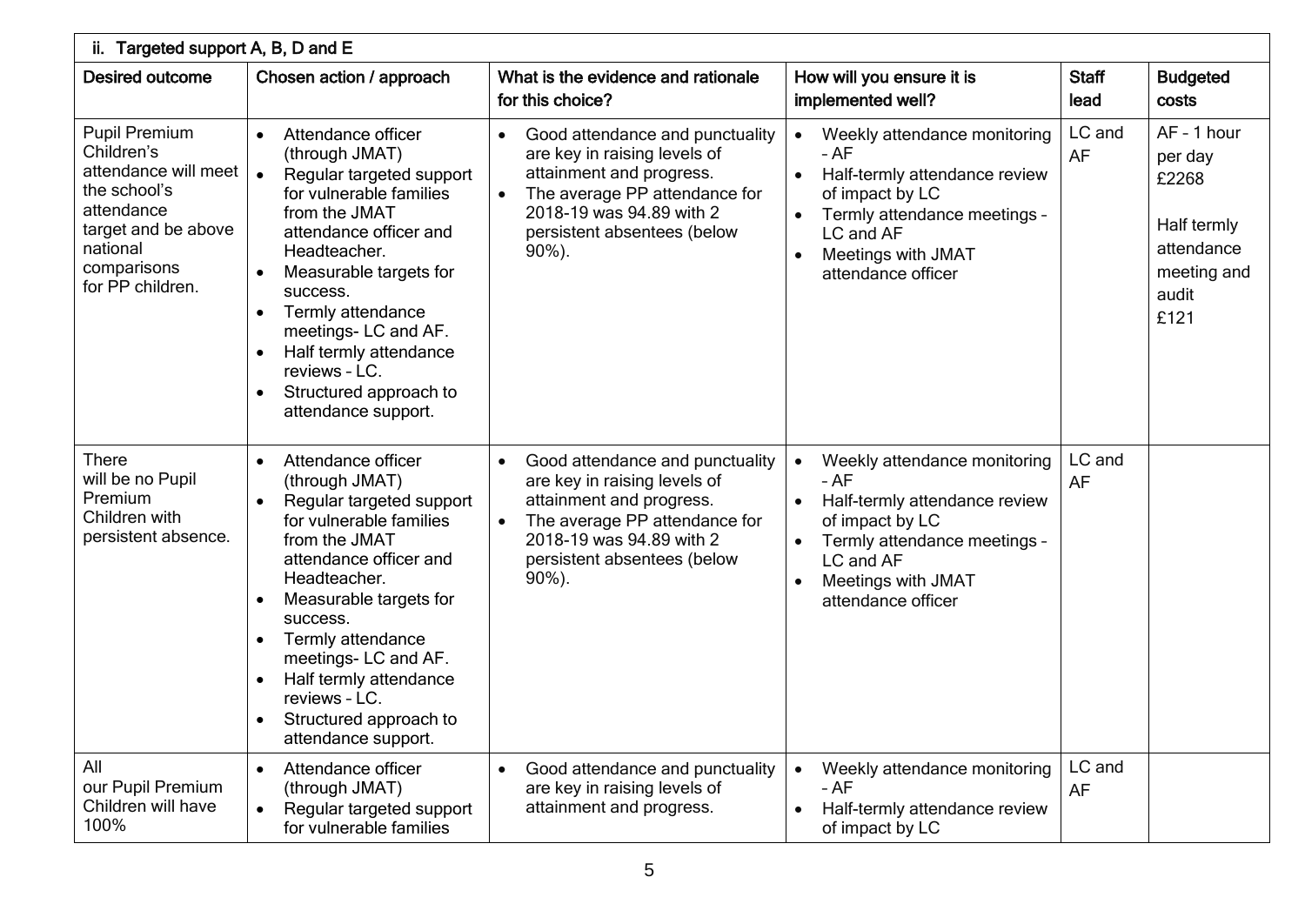| ii. Targeted support A, B, D and E | | | | | |
|---|---|---|---|---|---|
| **Desired outcome** | **Chosen action / approach** | **What is the evidence and rationale for this choice?** | **How will you ensure it is implemented well?** | **Staff lead** | **Budgeted costs** |
| Pupil Premium Children's attendance will meet the school's attendance target and be above national comparisons for PP children. | • Attendance officer (through JMAT)<br>• Regular targeted support for vulnerable families from the JMAT attendance officer and Headteacher.<br>• Measurable targets for success.<br>• Termly attendance meetings- LC and AF.<br>• Half termly attendance reviews – LC.<br>• Structured approach to attendance support. | • Good attendance and punctuality are key in raising levels of attainment and progress.<br>• The average PP attendance for 2018-19 was 94.89 with 2 persistent absentees (below 90%). | • Weekly attendance monitoring – AF<br>• Half-termly attendance review of impact by LC<br>• Termly attendance meetings – LC and AF<br>• Meetings with JMAT attendance officer | LC and AF | AF - 1 hour per day £2268<br><br>Half termly attendance meeting and audit £121 |
| There will be no Pupil Premium Children with persistent absence. | • Attendance officer (through JMAT)<br>• Regular targeted support for vulnerable families from the JMAT attendance officer and Headteacher.<br>• Measurable targets for success.<br>• Termly attendance meetings- LC and AF.<br>• Half termly attendance reviews – LC.<br>• Structured approach to attendance support. | • Good attendance and punctuality are key in raising levels of attainment and progress.<br>• The average PP attendance for 2018-19 was 94.89 with 2 persistent absentees (below 90%). | • Weekly attendance monitoring – AF<br>• Half-termly attendance review of impact by LC<br>• Termly attendance meetings – LC and AF<br>• Meetings with JMAT attendance officer | LC and AF | |
| All our Pupil Premium Children will have 100% | • Attendance officer (through JMAT)<br>• Regular targeted support for vulnerable families | • Good attendance and punctuality are key in raising levels of attainment and progress. | • Weekly attendance monitoring – AF<br>• Half-termly attendance review of impact by LC | LC and AF | |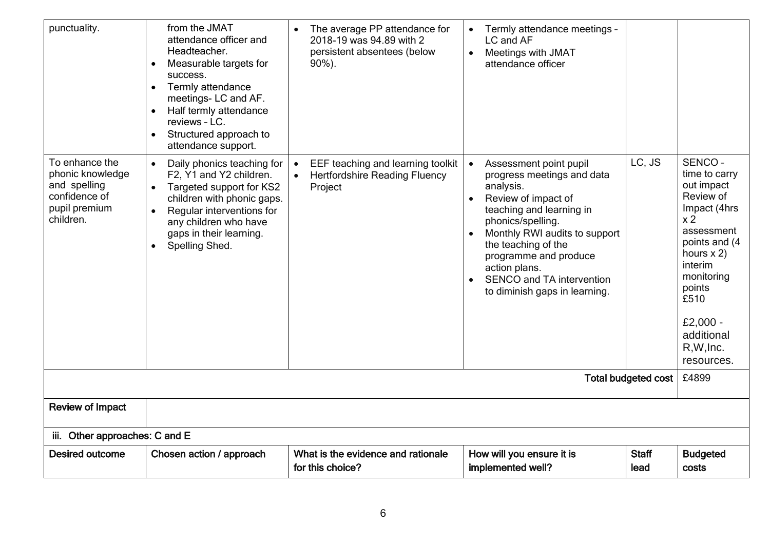| punctuality. | from the JMAT attendance officer and Headteacher.<br>• Measurable targets for success.<br>• Termly attendance meetings- LC and AF.<br>• Half termly attendance reviews – LC.<br>• Structured approach to attendance support. | • The average PP attendance for 2018-19 was 94.89 with 2 persistent absentees (below 90%). | • Termly attendance meetings – LC and AF<br>• Meetings with JMAT attendance officer | | |
|---|---|---|---|---|---|
| To enhance the phonic knowledge and spelling confidence of pupil premium children. | • Daily phonics teaching for F2, Y1 and Y2 children.<br>• Targeted support for KS2 children with phonic gaps.<br>• Regular interventions for any children who have gaps in their learning.<br>• Spelling Shed. | • EEF teaching and learning toolkit<br>• Hertfordshire Reading Fluency Project | • Assessment point pupil progress meetings and data analysis.<br>• Review of impact of teaching and learning in phonics/spelling.<br>• Monthly RWI audits to support the teaching of the programme and produce action plans.<br>• SENCO and TA intervention to diminish gaps in learning. | LC, JS | SENCO – time to carry out impact Review of Impact (4hrs x 2 assessment points and (4 hours x 2) interim monitoring points £510<br><br>£2,000 - additional R,W,Inc. resources. |
| | | | | **Total budgeted cost** | £4899 |
| **Review of Impact** | | | | | |
| **iii. Other approaches: C and E** | | | | | |
| **Desired outcome** | **Chosen action / approach** | **What is the evidence and rationale for this choice?** | **How will you ensure it is implemented well?** | **Staff lead** | **Budgeted costs** |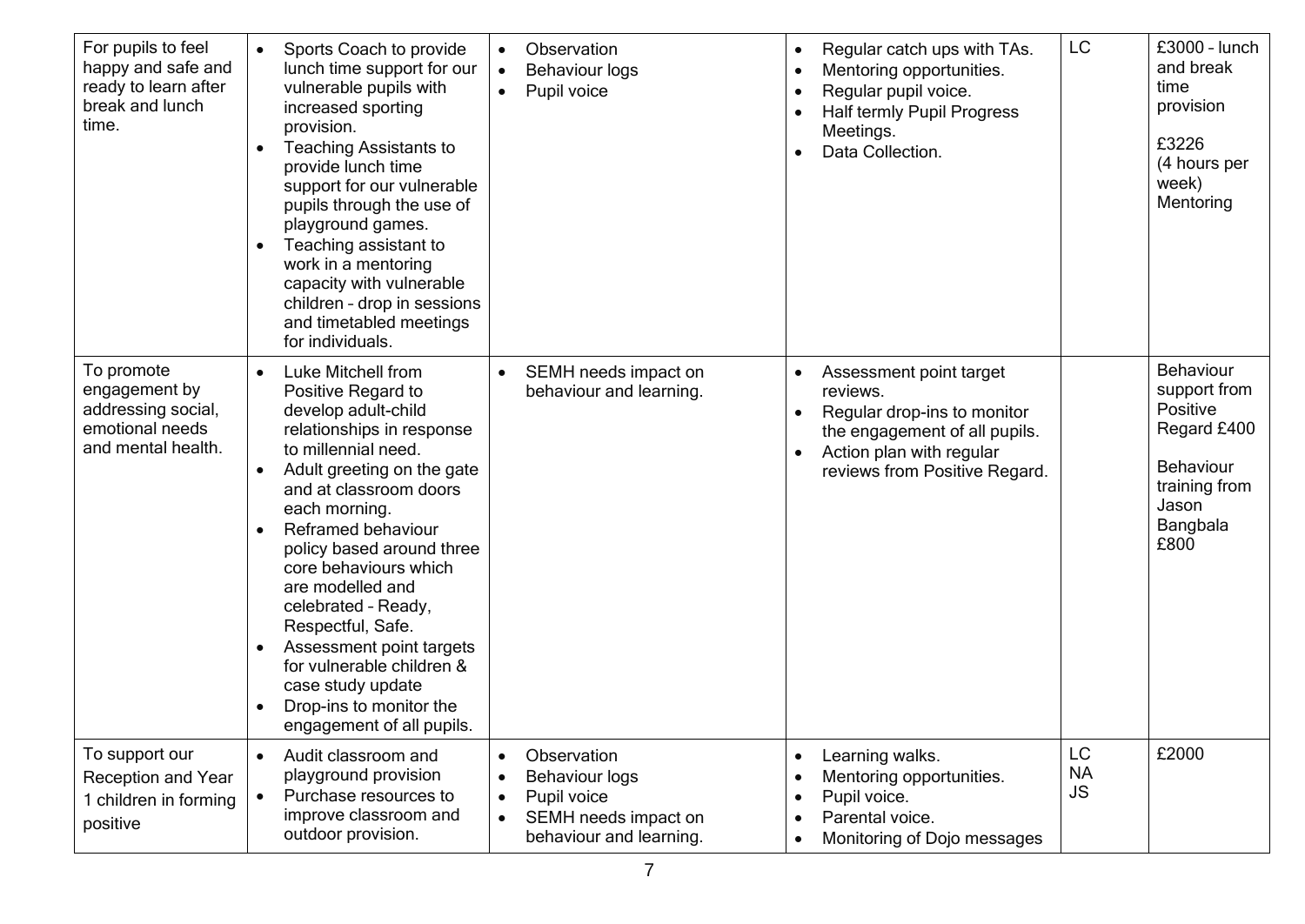| | | | | | |
|---|---|---|---|---|---|
| For pupils to feel happy and safe and ready to learn after break and lunch time. | • Sports Coach to provide lunch time support for our vulnerable pupils with increased sporting provision.<br>• Teaching Assistants to provide lunch time support for our vulnerable pupils through the use of playground games.<br>• Teaching assistant to work in a mentoring capacity with vulnerable children – drop in sessions and timetabled meetings for individuals. | • Observation<br>• Behaviour logs<br>• Pupil voice | • Regular catch ups with TAs.<br>• Mentoring opportunities.<br>• Regular pupil voice.<br>• Half termly Pupil Progress Meetings.<br>• Data Collection. | LC | £3000 – lunch and break time provision<br><br>£3226 (4 hours per week) Mentoring |
| To promote engagement by addressing social, emotional needs and mental health. | • Luke Mitchell from Positive Regard to develop adult-child relationships in response to millennial need.<br>• Adult greeting on the gate and at classroom doors each morning.<br>• Reframed behaviour policy based around three core behaviours which are modelled and celebrated – Ready, Respectful, Safe.<br>• Assessment point targets for vulnerable children & case study update<br>• Drop-ins to monitor the engagement of all pupils. | • SEMH needs impact on behaviour and learning. | • Assessment point target reviews.<br>• Regular drop-ins to monitor the engagement of all pupils.<br>• Action plan with regular reviews from Positive Regard. | | Behaviour support from Positive Regard £400<br><br>Behaviour training from Jason Bangbala £800 |
| To support our Reception and Year 1 children in forming positive | • Audit classroom and playground provision<br>• Purchase resources to improve classroom and outdoor provision. | • Observation<br>• Behaviour logs<br>• Pupil voice<br>• SEMH needs impact on behaviour and learning. | • Learning walks.<br>• Mentoring opportunities.<br>• Pupil voice.<br>• Parental voice.<br>• Monitoring of Dojo messages | LC<br>NA<br>JS | £2000 |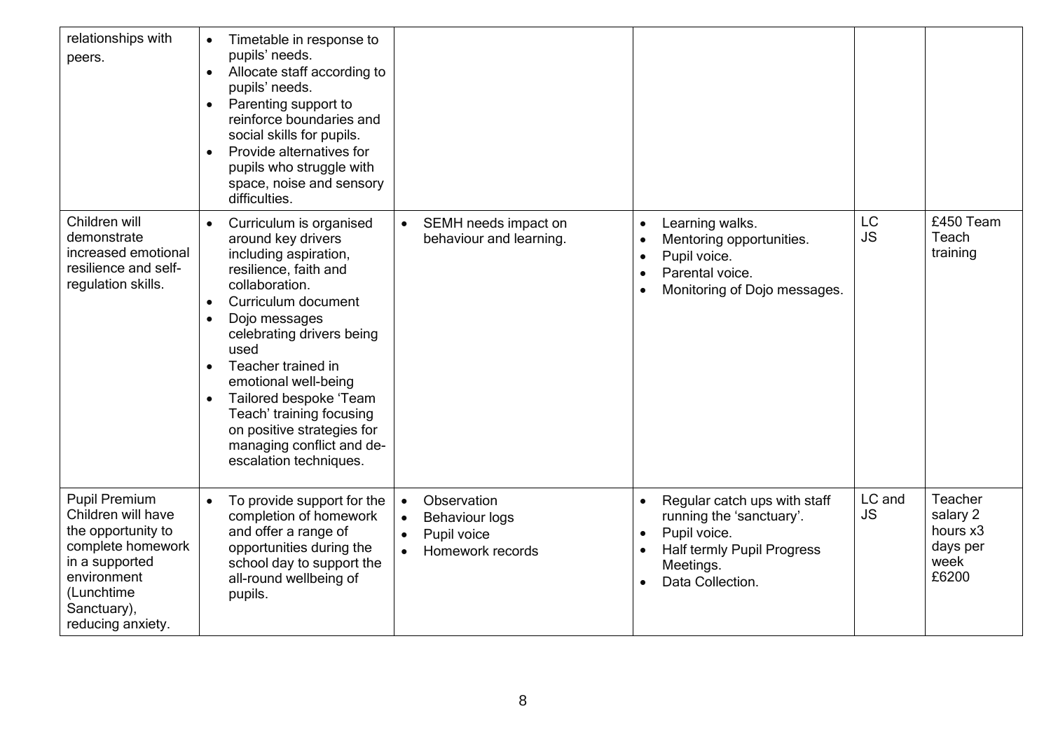| | | | | | |
|---|---|---|---|---|---|
| relationships with peers. | • Timetable in response to pupils' needs.<br>• Allocate staff according to pupils' needs.<br>• Parenting support to reinforce boundaries and social skills for pupils.<br>• Provide alternatives for pupils who struggle with space, noise and sensory difficulties. | | | | |
| Children will demonstrate increased emotional resilience and self-regulation skills. | • Curriculum is organised around key drivers including aspiration, resilience, faith and collaboration.<br>• Curriculum document<br>• Dojo messages celebrating drivers being used<br>• Teacher trained in emotional well-being<br>• Tailored bespoke 'Team Teach' training focusing on positive strategies for managing conflict and de-escalation techniques. | • SEMH needs impact on behaviour and learning. | • Learning walks.<br>• Mentoring opportunities.<br>• Pupil voice.<br>• Parental voice.<br>• Monitoring of Dojo messages. | LC<br>JS | £450 Team Teach training |
| Pupil Premium Children will have the opportunity to complete homework in a supported environment (Lunchtime Sanctuary), reducing anxiety. | • To provide support for the completion of homework and offer a range of opportunities during the school day to support the all-round wellbeing of pupils. | • Observation<br>• Behaviour logs<br>• Pupil voice<br>• Homework records | • Regular catch ups with staff running the 'sanctuary'.<br>• Pupil voice.<br>• Half termly Pupil Progress Meetings.<br>• Data Collection. | LC and JS | Teacher salary 2 hours x3 days per week £6200 |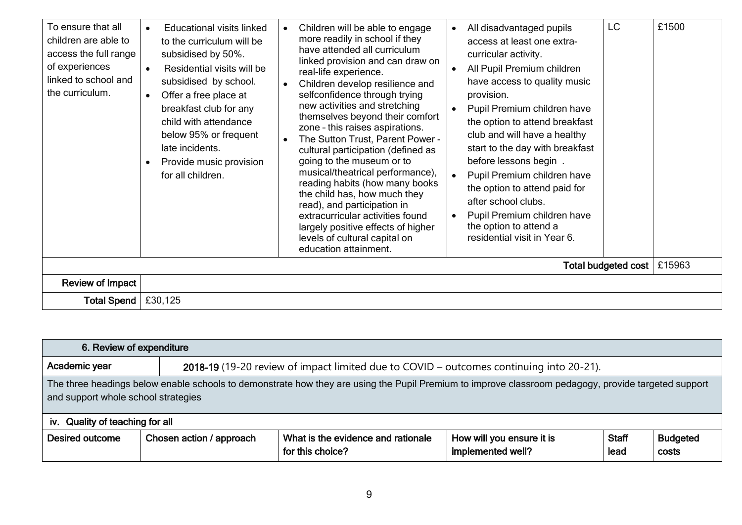| To ensure that all children are able to access the full range of experiences linked to school and the curriculum. | • Educational visits linked to the curriculum will be subsidised by 50%.<br>• Residential visits will be subsidised by school.<br>• Offer a free place at breakfast club for any child with attendance below 95% or frequent late incidents.<br>• Provide music provision for all children. | • Children will be able to engage more readily in school if they have attended all curriculum linked provision and can draw on real-life experience.<br>• Children develop resilience and selfconfidence through trying new activities and stretching themselves beyond their comfort zone – this raises aspirations.<br>• The Sutton Trust, Parent Power - cultural participation (defined as going to the museum or to musical/theatrical performance), reading habits (how many books the child has, how much they read), and participation in extracurricular activities found largely positive effects of higher levels of cultural capital on education attainment. | • All disadvantaged pupils access at least one extra-curricular activity.<br>• All Pupil Premium children have access to quality music provision.<br>• Pupil Premium children have the option to attend breakfast club and will have a healthy start to the day with breakfast before lessons begin .<br>• Pupil Premium children have the option to attend paid for after school clubs.<br>• Pupil Premium children have the option to attend a residential visit in Year 6. | LC | £1500 |
|---|---|---|---|---|---|
| | | | | **Total budgeted cost** | £15963 |
| **Review of Impact** | | | | | |
| **Total Spend** | £30,125 | | | | |

| **6. Review of expenditure** | | | | | |
|---|---|---|---|---|---|
| **Academic year** | **2018-19** (19-20 review of impact limited due to COVID – outcomes continuing into 20-21). | | | | |
| The three headings below enable schools to demonstrate how they are using the Pupil Premium to improve classroom pedagogy, provide targeted support and support whole school strategies | | | | | |
| **iv. Quality of teaching for all** | | | | | |
| **Desired outcome** | **Chosen action / approach** | **What is the evidence and rationale for this choice?** | **How will you ensure it is implemented well?** | **Staff lead** | **Budgeted costs** |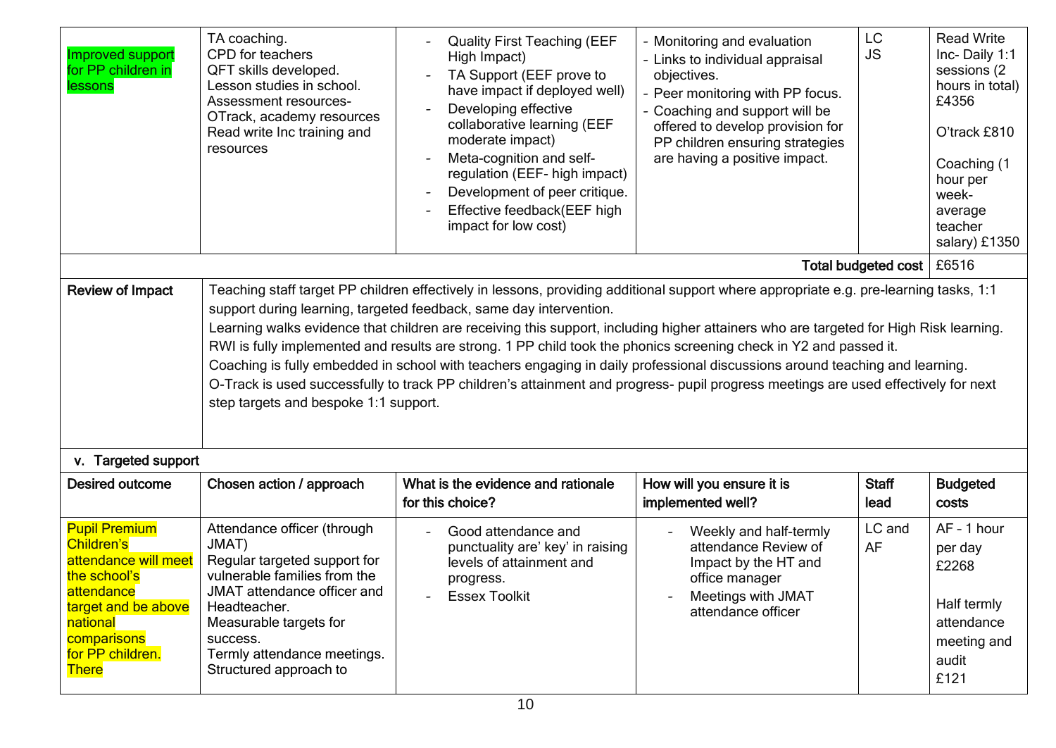| | | | | | |
|---|---|---|---|---|---|
| Improved support for PP children in lessons | TA coaching.<br>CPD for teachers<br>QFT skills developed.<br>Lesson studies in school.<br>Assessment resources- OTrack, academy resources<br>Read write Inc training and resources | - Quality First Teaching (EEF High Impact)<br>- TA Support (EEF prove to have impact if deployed well)<br>- Developing effective collaborative learning (EEF moderate impact)<br>- Meta-cognition and self-regulation (EEF- high impact)<br>- Development of peer critique.<br>- Effective feedback(EEF high impact for low cost) | - Monitoring and evaluation<br>- Links to individual appraisal objectives.<br>- Peer monitoring with PP focus.<br>- Coaching and support will be offered to develop provision for PP children ensuring strategies are having a positive impact. | LC<br>JS | Read Write Inc- Daily 1:1 sessions (2 hours in total) £4356<br><br>O'track £810<br><br>Coaching (1 hour per week- average teacher salary) £1350 |
| | | | | Total budgeted cost | £6516 |
| Review of Impact | Teaching staff target PP children effectively in lessons, providing additional support where appropriate e.g. pre-learning tasks, 1:1 support during learning, targeted feedback, same day intervention.<br>Learning walks evidence that children are receiving this support, including higher attainers who are targeted for High Risk learning.<br>RWI is fully implemented and results are strong. 1 PP child took the phonics screening check in Y2 and passed it.<br>Coaching is fully embedded in school with teachers engaging in daily professional discussions around teaching and learning.<br>O-Track is used successfully to track PP children's attainment and progress- pupil progress meetings are used effectively for next step targets and bespoke 1:1 support. | | | | |

**v. Targeted support**

| Desired outcome | Chosen action / approach | What is the evidence and rationale for this choice? | How will you ensure it is implemented well? | Staff lead | Budgeted costs |
|---|---|---|---|---|---|
| Pupil Premium Children's attendance will meet the school's attendance target and be above national comparisons for PP children. There | Attendance officer (through JMAT)<br>Regular targeted support for vulnerable families from the JMAT attendance officer and Headteacher.<br>Measurable targets for success.<br>Termly attendance meetings.<br>Structured approach to | - Good attendance and punctuality are' key' in raising levels of attainment and progress.<br>- Essex Toolkit | - Weekly and half-termly attendance Review of Impact by the HT and office manager<br>- Meetings with JMAT attendance officer | LC and AF | AF – 1 hour per day £2268<br><br>Half termly attendance meeting and audit £121 |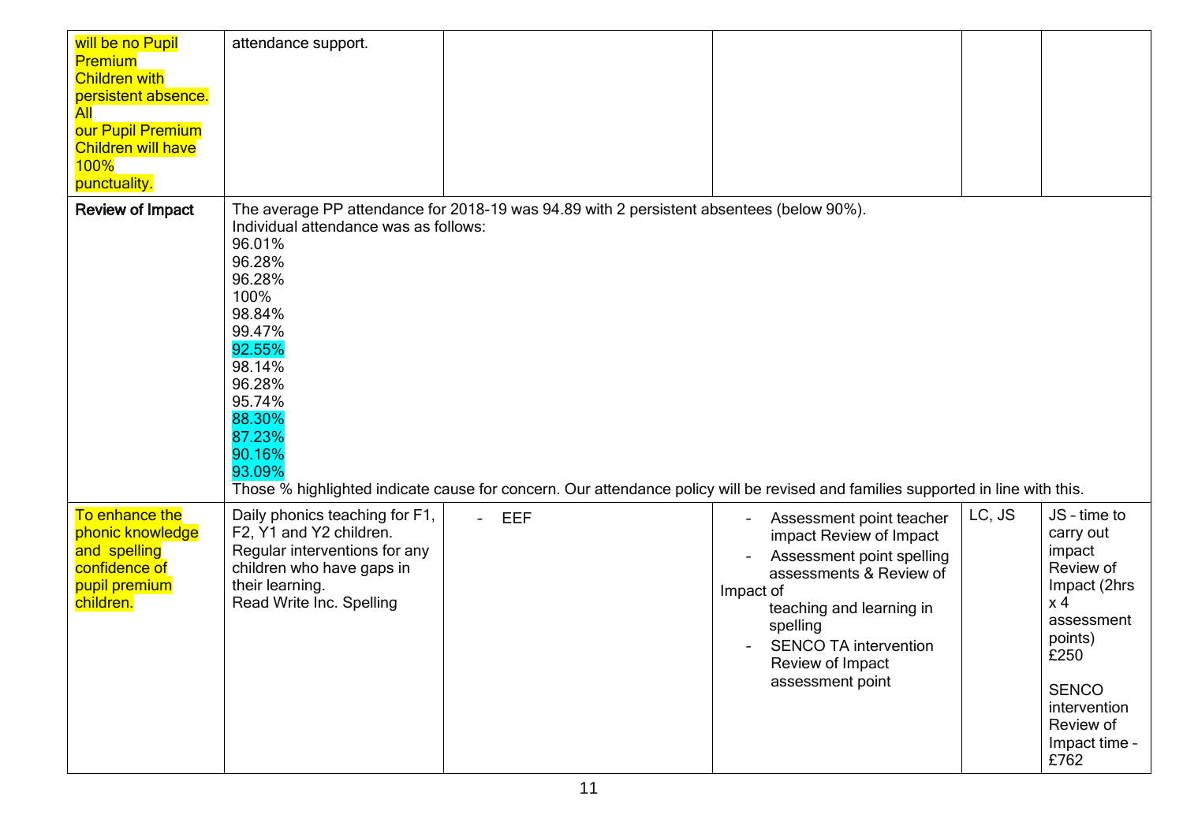| | | | | | |
|---|---|---|---|---|---|
| will be no Pupil Premium Children with persistent absence. All our Pupil Premium Children will have 100% punctuality. | attendance support. | | | | |
| Review of Impact | The average PP attendance for 2018-19 was 94.89 with 2 persistent absentees (below 90%).<br>Individual attendance was as follows:<br>96.01%<br>96.28%<br>96.28%<br>100%<br>98.84%<br>99.47%<br>92.55%<br>98.14%<br>96.28%<br>95.74%<br>88.30%<br>87.23%<br>90.16%<br>93.09%<br>Those % highlighted indicate cause for concern. Our attendance policy will be revised and families supported in line with this. | | | | |
| To enhance the phonic knowledge and spelling confidence of pupil premium children. | Daily phonics teaching for F1, F2, Y1 and Y2 children.<br>Regular interventions for any children who have gaps in their learning.<br>Read Write Inc. Spelling | - EEF | - Assessment point teacher impact Review of Impact<br>- Assessment point spelling assessments & Review of Impact of teaching and learning in spelling<br>- SENCO TA intervention Review of Impact assessment point | LC, JS | JS – time to carry out impact Review of Impact (2hrs x 4 assessment points) £250<br><br>SENCO intervention Review of Impact time – £762 |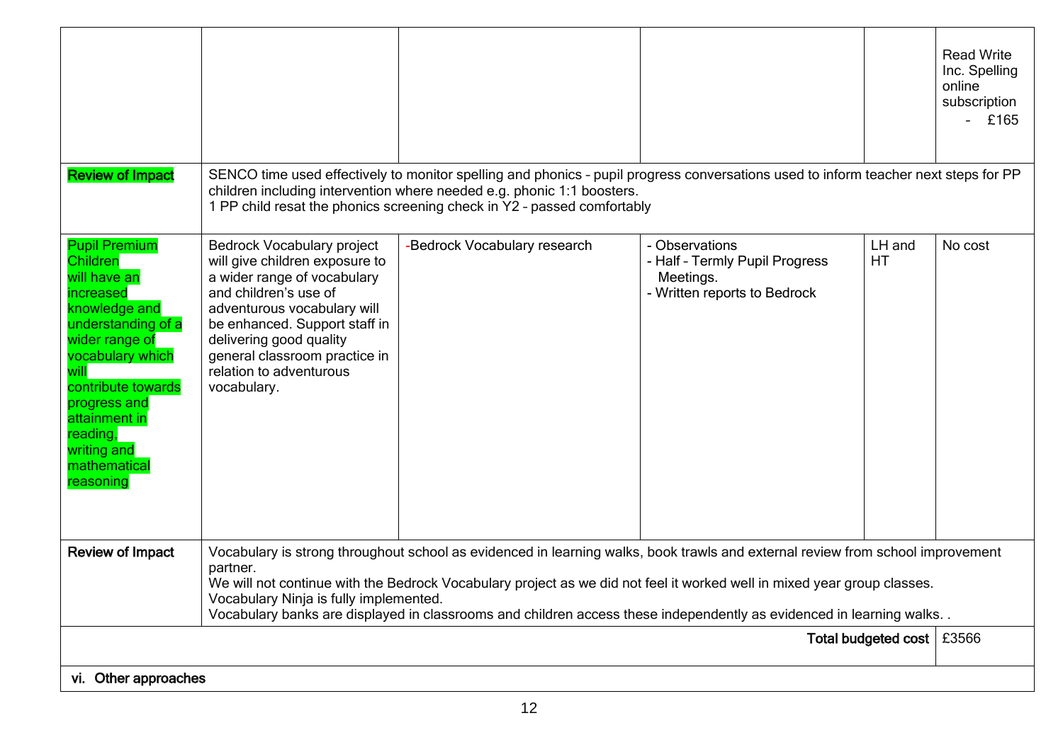| | | | | | |
|---|---|---|---|---|---|
| | | | | | Read Write Inc. Spelling online subscription - £165 |
| **Review of Impact** | SENCO time used effectively to monitor spelling and phonics – pupil progress conversations used to inform teacher next steps for PP children including intervention where needed e.g. phonic 1:1 boosters.<br>1 PP child resat the phonics screening check in Y2 – passed comfortably | | | | |
| Pupil Premium Children will have an increased knowledge and understanding of a wider range of vocabulary which will contribute towards progress and attainment in reading, writing and mathematical reasoning | Bedrock Vocabulary project will give children exposure to a wider range of vocabulary and children's use of adventurous vocabulary will be enhanced. Support staff in delivering good quality general classroom practice in relation to adventurous vocabulary. | -Bedrock Vocabulary research | - Observations<br>- Half – Termly Pupil Progress Meetings.<br>- Written reports to Bedrock | LH and HT | No cost |
| **Review of Impact** | Vocabulary is strong throughout school as evidenced in learning walks, book trawls and external review from school improvement partner.<br>We will not continue with the Bedrock Vocabulary project as we did not feel it worked well in mixed year group classes.<br>Vocabulary Ninja is fully implemented.<br>Vocabulary banks are displayed in classrooms and children access these independently as evidenced in learning walks. . | | | | |
| | | | | **Total budgeted cost** | £3566 |

**vi. Other approaches**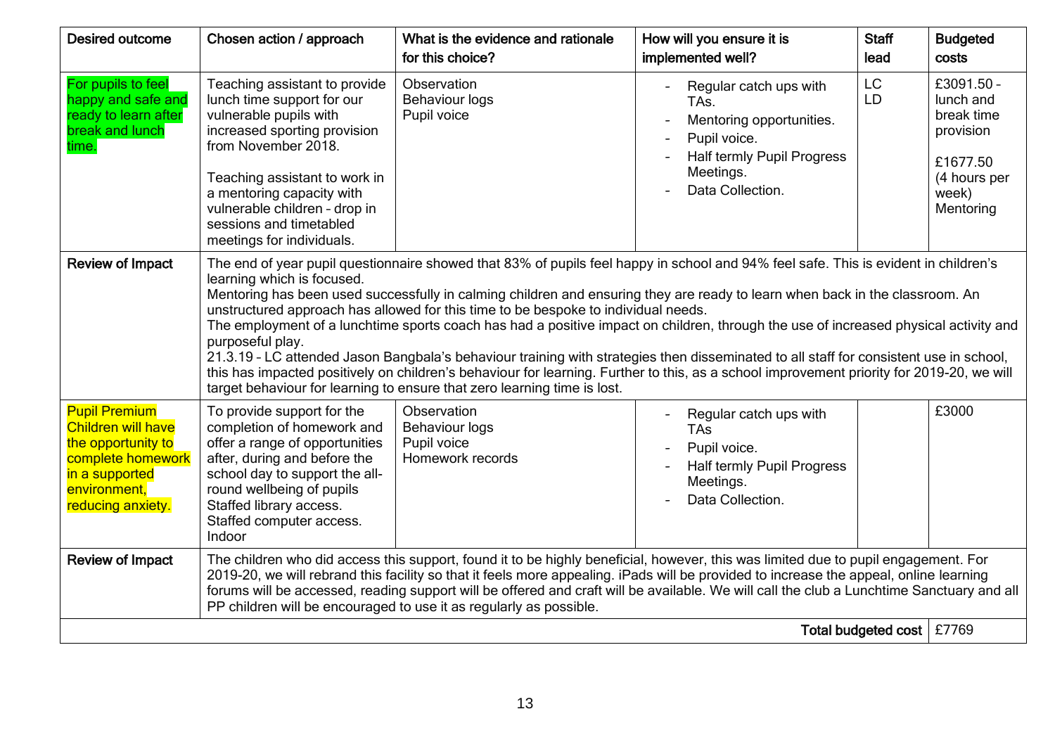| Desired outcome | Chosen action / approach | What is the evidence and rationale for this choice? | How will you ensure it is implemented well? | Staff lead | Budgeted costs |
|---|---|---|---|---|---|
| For pupils to feel happy and safe and ready to learn after break and lunch time. | Teaching assistant to provide lunch time support for our vulnerable pupils with increased sporting provision from November 2018.<br><br>Teaching assistant to work in a mentoring capacity with vulnerable children – drop in sessions and timetabled meetings for individuals. | Observation<br>Behaviour logs<br>Pupil voice | - Regular catch ups with TAs.<br>- Mentoring opportunities.<br>- Pupil voice.<br>- Half termly Pupil Progress Meetings.<br>- Data Collection. | LC<br>LD | £3091.50 – lunch and break time provision<br><br>£1677.50 (4 hours per week) Mentoring |
| Review of Impact | The end of year pupil questionnaire showed that 83% of pupils feel happy in school and 94% feel safe. This is evident in children's learning which is focused.<br>Mentoring has been used successfully in calming children and ensuring they are ready to learn when back in the classroom. An unstructured approach has allowed for this time to be bespoke to individual needs.<br>The employment of a lunchtime sports coach has had a positive impact on children, through the use of increased physical activity and purposeful play.<br>21.3.19 – LC attended Jason Bangbala's behaviour training with strategies then disseminated to all staff for consistent use in school, this has impacted positively on children's behaviour for learning. Further to this, as a school improvement priority for 2019-20, we will target behaviour for learning to ensure that zero learning time is lost. | | | | |
| Pupil Premium Children will have the opportunity to complete homework in a supported environment, reducing anxiety. | To provide support for the completion of homework and offer a range of opportunities after, during and before the school day to support the all-round wellbeing of pupils<br>Staffed library access.<br>Staffed computer access.<br>Indoor | Observation<br>Behaviour logs<br>Pupil voice<br>Homework records | - Regular catch ups with TAs<br>- Pupil voice.<br>- Half termly Pupil Progress Meetings.<br>- Data Collection. | | £3000 |
| Review of Impact | The children who did access this support, found it to be highly beneficial, however, this was limited due to pupil engagement. For 2019-20, we will rebrand this facility so that it feels more appealing. iPads will be provided to increase the appeal, online learning forums will be accessed, reading support will be offered and craft will be available. We will call the club a Lunchtime Sanctuary and all PP children will be encouraged to use it as regularly as possible. | | | | |
| | | | | Total budgeted cost | £7769 |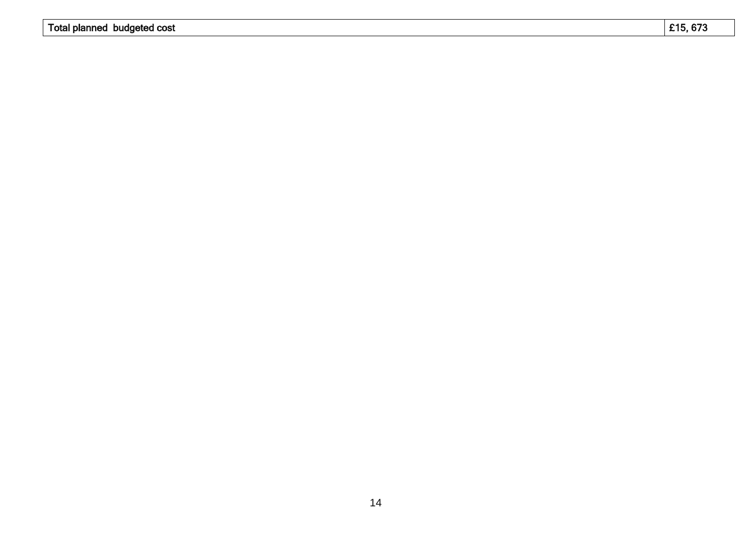| | |
|---|---|
| **Total planned budgeted cost** | **£15, 673** |